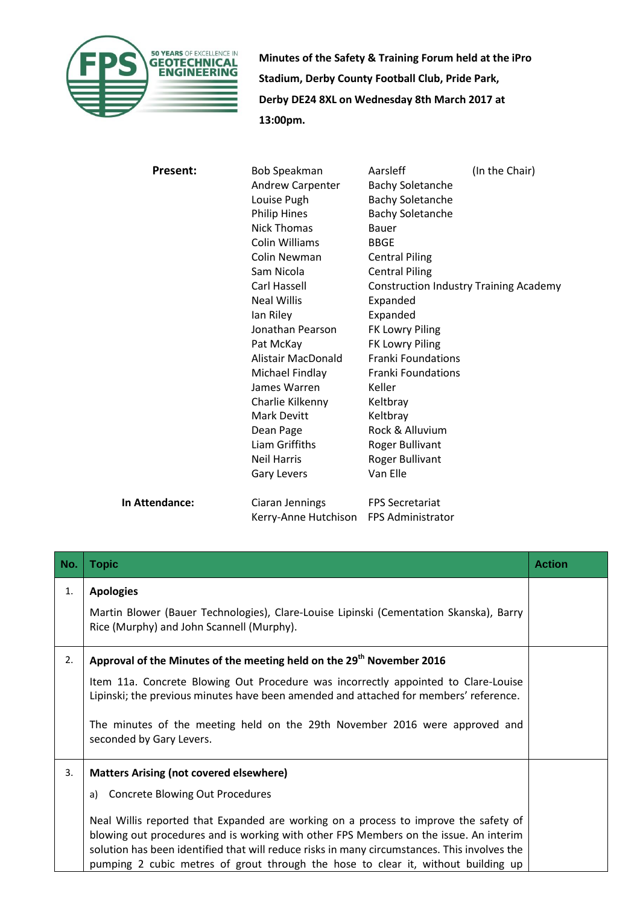**Minutes of the Safety & Training Forum held at the iPro Stadium, Derby County Football Club, Pride Park, Derby DE24 8XL on Wednesday 8th March 2017 at 13:00pm.**

**Present:**

| | | |
|---|---|---|
| Bob Speakman | Aarsleff | (In the Chair) |
| Andrew Carpenter | Bachy Soletanche | |
| Louise Pugh | Bachy Soletanche | |
| Philip Hines | Bachy Soletanche | |
| Nick Thomas | Bauer | |
| Colin Williams | BBGE | |
| Colin Newman | Central Piling | |
| Sam Nicola | Central Piling | |
| Carl Hassell | Construction Industry Training Academy | |
| Neal Willis | Expanded | |
| Ian Riley | Expanded | |
| Jonathan Pearson | FK Lowry Piling | |
| Pat McKay | FK Lowry Piling | |
| Alistair MacDonald | Franki Foundations | |
| Michael Findlay | Franki Foundations | |
| James Warren | Keller | |
| Charlie Kilkenny | Keltbray | |
| Mark Devitt | Keltbray | |
| Dean Page | Rock & Alluvium | |
| Liam Griffiths | Roger Bullivant | |
| Neil Harris | Roger Bullivant | |
| Gary Levers | Van Elle | |

**In Attendance:**

| | |
|---|---|
| Ciaran Jennings | FPS Secretariat |
| Kerry-Anne Hutchison | FPS Administrator |

| No. | Topic | Action |
|---|---|---|
| 1. | **Apologies**<br><br>Martin Blower (Bauer Technologies), Clare-Louise Lipinski (Cementation Skanska), Barry Rice (Murphy) and John Scannell (Murphy). | |
| 2. | **Approval of the Minutes of the meeting held on the 29th November 2016**<br><br>Item 11a. Concrete Blowing Out Procedure was incorrectly appointed to Clare-Louise Lipinski; the previous minutes have been amended and attached for members' reference.<br><br>The minutes of the meeting held on the 29th November 2016 were approved and seconded by Gary Levers. | |
| 3. | **Matters Arising (not covered elsewhere)**<br><br>a) Concrete Blowing Out Procedures<br><br>Neal Willis reported that Expanded are working on a process to improve the safety of blowing out procedures and is working with other FPS Members on the issue. An interim solution has been identified that will reduce risks in many circumstances. This involves the pumping 2 cubic metres of grout through the hose to clear it, without building up | |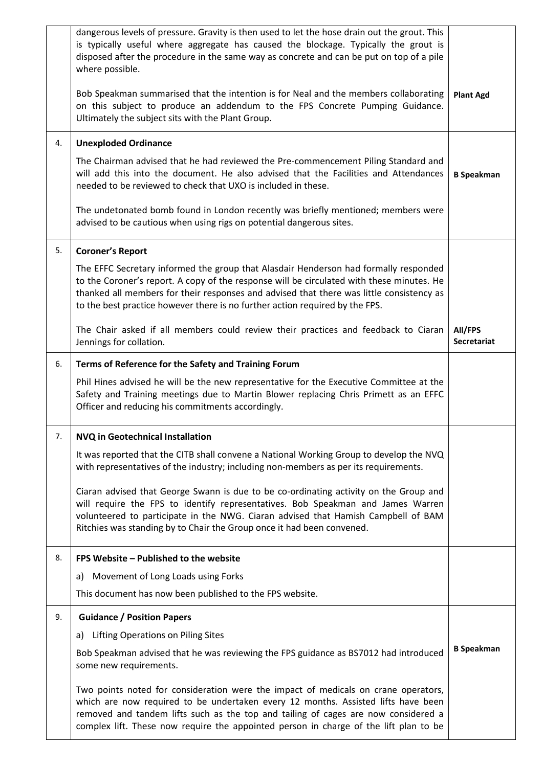| | | |
|---|---|---|
| | dangerous levels of pressure. Gravity is then used to let the hose drain out the grout. This is typically useful where aggregate has caused the blockage. Typically the grout is disposed after the procedure in the same way as concrete and can be put on top of a pile where possible.<br><br>Bob Speakman summarised that the intention is for Neal and the members collaborating on this subject to produce an addendum to the FPS Concrete Pumping Guidance. Ultimately the subject sits with the Plant Group. | **Plant Agd** |
| 4. | **Unexploded Ordinance**<br><br>The Chairman advised that he had reviewed the Pre-commencement Piling Standard and will add this into the document. He also advised that the Facilities and Attendances needed to be reviewed to check that UXO is included in these.<br><br>The undetonated bomb found in London recently was briefly mentioned; members were advised to be cautious when using rigs on potential dangerous sites. | **B Speakman** |
| 5. | **Coroner's Report**<br><br>The EFFC Secretary informed the group that Alasdair Henderson had formally responded to the Coroner's report. A copy of the response will be circulated with these minutes. He thanked all members for their responses and advised that there was little consistency as to the best practice however there is no further action required by the FPS.<br><br>The Chair asked if all members could review their practices and feedback to Ciaran Jennings for collation. | **All/FPS Secretariat** |
| 6. | **Terms of Reference for the Safety and Training Forum**<br><br>Phil Hines advised he will be the new representative for the Executive Committee at the Safety and Training meetings due to Martin Blower replacing Chris Primett as an EFFC Officer and reducing his commitments accordingly. | |
| 7. | **NVQ in Geotechnical Installation**<br><br>It was reported that the CITB shall convene a National Working Group to develop the NVQ with representatives of the industry; including non-members as per its requirements.<br><br>Ciaran advised that George Swann is due to be co-ordinating activity on the Group and will require the FPS to identify representatives. Bob Speakman and James Warren volunteered to participate in the NWG. Ciaran advised that Hamish Campbell of BAM Ritchies was standing by to Chair the Group once it had been convened. | |
| 8. | **FPS Website – Published to the website**<br><br>a) Movement of Long Loads using Forks<br><br>This document has now been published to the FPS website. | |
| 9. | **Guidance / Position Papers**<br><br>a) Lifting Operations on Piling Sites<br><br>Bob Speakman advised that he was reviewing the FPS guidance as BS7012 had introduced some new requirements.<br><br>Two points noted for consideration were the impact of medicals on crane operators, which are now required to be undertaken every 12 months. Assisted lifts have been removed and tandem lifts such as the top and tailing of cages are now considered a complex lift. These now require the appointed person in charge of the lift plan to be | **B Speakman** |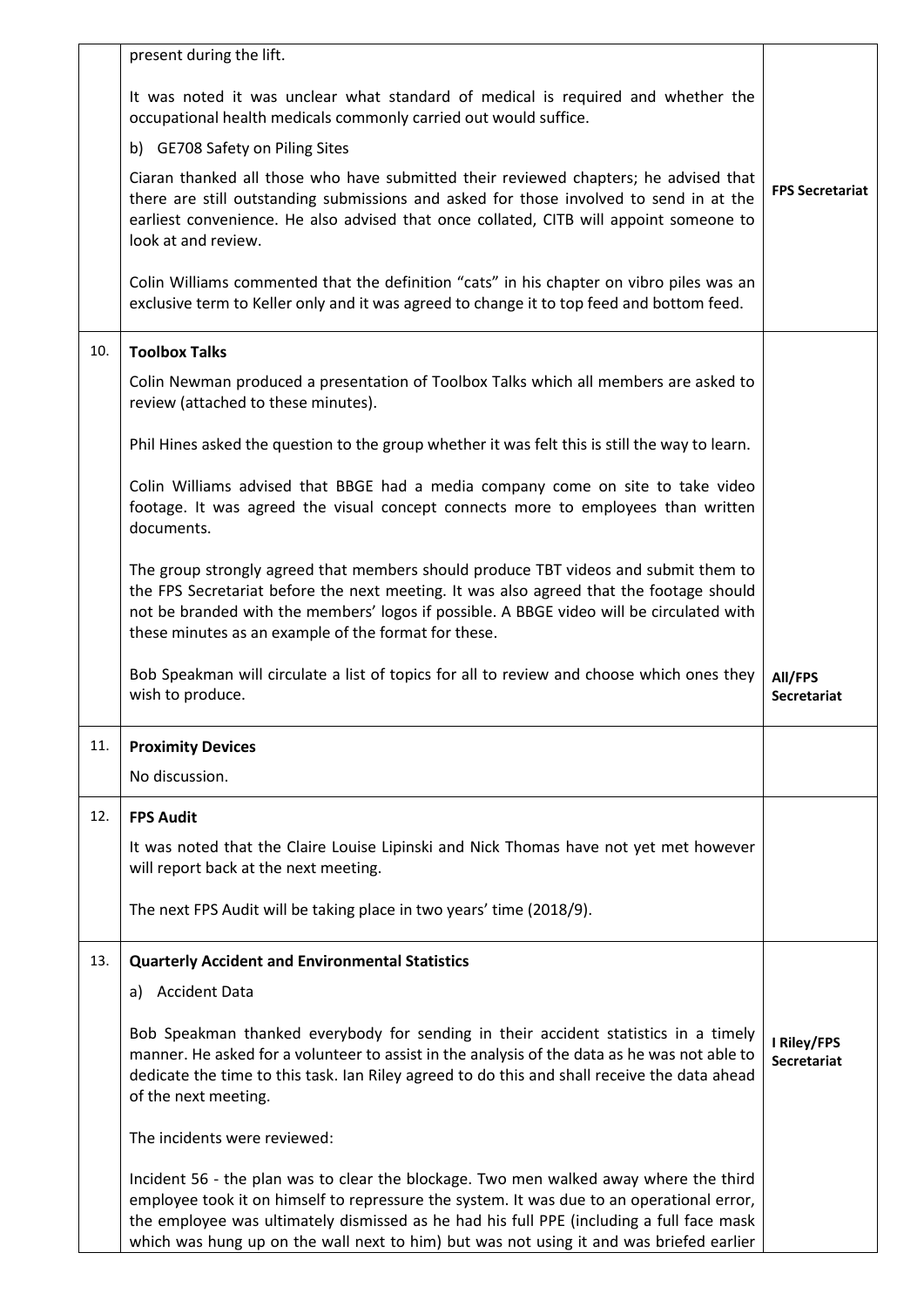| | | |
|---|---|---|
| | present during the lift.<br><br>It was noted it was unclear what standard of medical is required and whether the occupational health medicals commonly carried out would suffice.<br><br>b) GE708 Safety on Piling Sites<br><br>Ciaran thanked all those who have submitted their reviewed chapters; he advised that there are still outstanding submissions and asked for those involved to send in at the earliest convenience. He also advised that once collated, CITB will appoint someone to look at and review.<br><br>Colin Williams commented that the definition "cats" in his chapter on vibro piles was an exclusive term to Keller only and it was agreed to change it to top feed and bottom feed. | **FPS Secretariat** |
| 10. | **Toolbox Talks**<br><br>Colin Newman produced a presentation of Toolbox Talks which all members are asked to review (attached to these minutes).<br><br>Phil Hines asked the question to the group whether it was felt this is still the way to learn.<br><br>Colin Williams advised that BBGE had a media company come on site to take video footage. It was agreed the visual concept connects more to employees than written documents.<br><br>The group strongly agreed that members should produce TBT videos and submit them to the FPS Secretariat before the next meeting. It was also agreed that the footage should not be branded with the members' logos if possible. A BBGE video will be circulated with these minutes as an example of the format for these.<br><br>Bob Speakman will circulate a list of topics for all to review and choose which ones they wish to produce. | **All/FPS Secretariat** |
| 11. | **Proximity Devices**<br><br>No discussion. | |
| 12. | **FPS Audit**<br><br>It was noted that the Claire Louise Lipinski and Nick Thomas have not yet met however will report back at the next meeting.<br><br>The next FPS Audit will be taking place in two years' time (2018/9). | |
| 13. | **Quarterly Accident and Environmental Statistics**<br><br>a) Accident Data<br><br>Bob Speakman thanked everybody for sending in their accident statistics in a timely manner. He asked for a volunteer to assist in the analysis of the data as he was not able to dedicate the time to this task. Ian Riley agreed to do this and shall receive the data ahead of the next meeting.<br><br>The incidents were reviewed:<br><br>Incident 56 - the plan was to clear the blockage. Two men walked away where the third employee took it on himself to repressure the system. It was due to an operational error, the employee was ultimately dismissed as he had his full PPE (including a full face mask which was hung up on the wall next to him) but was not using it and was briefed earlier | **I Riley/FPS Secretariat** |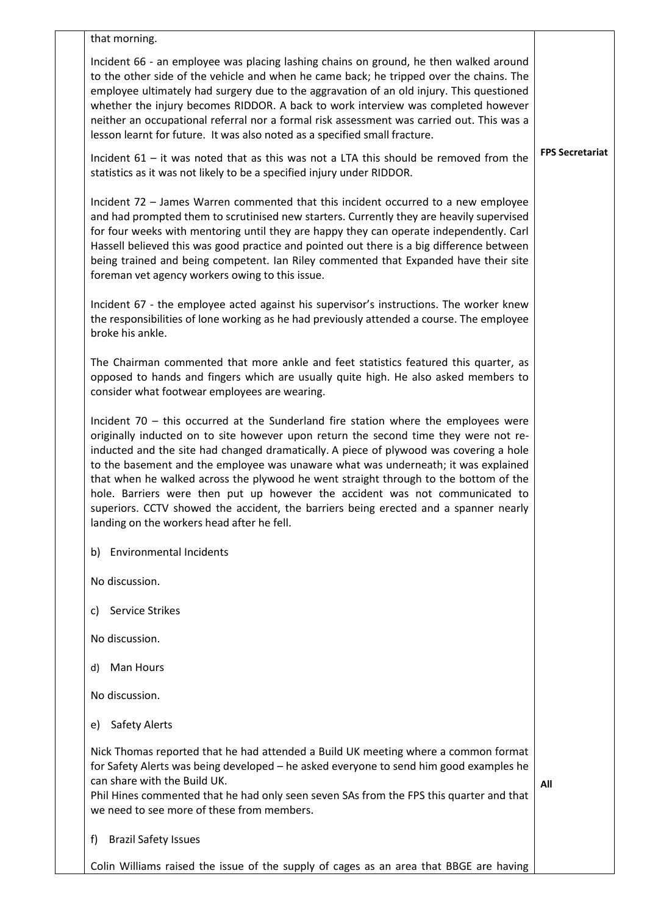| | | |
|---|---|---|
| | that morning.<br><br>Incident 66 - an employee was placing lashing chains on ground, he then walked around to the other side of the vehicle and when he came back; he tripped over the chains. The employee ultimately had surgery due to the aggravation of an old injury. This questioned whether the injury becomes RIDDOR. A back to work interview was completed however neither an occupational referral nor a formal risk assessment was carried out. This was a lesson learnt for future. It was also noted as a specified small fracture.<br><br>Incident 61 – it was noted that as this was not a LTA this should be removed from the statistics as it was not likely to be a specified injury under RIDDOR.<br><br>Incident 72 – James Warren commented that this incident occurred to a new employee and had prompted them to scrutinised new starters. Currently they are heavily supervised for four weeks with mentoring until they are happy they can operate independently. Carl Hassell believed this was good practice and pointed out there is a big difference between being trained and being competent. Ian Riley commented that Expanded have their site foreman vet agency workers owing to this issue.<br><br>Incident 67 - the employee acted against his supervisor's instructions. The worker knew the responsibilities of lone working as he had previously attended a course. The employee broke his ankle.<br><br>The Chairman commented that more ankle and feet statistics featured this quarter, as opposed to hands and fingers which are usually quite high. He also asked members to consider what footwear employees are wearing.<br><br>Incident 70 – this occurred at the Sunderland fire station where the employees were originally inducted on to site however upon return the second time they were not re-inducted and the site had changed dramatically. A piece of plywood was covering a hole to the basement and the employee was unaware what was underneath; it was explained that when he walked across the plywood he went straight through to the bottom of the hole. Barriers were then put up however the accident was not communicated to superiors. CCTV showed the accident, the barriers being erected and a spanner nearly landing on the workers head after he fell.<br><br>b) Environmental Incidents<br><br>No discussion.<br><br>c) Service Strikes<br><br>No discussion.<br><br>d) Man Hours<br><br>No discussion.<br><br>e) Safety Alerts<br><br>Nick Thomas reported that he had attended a Build UK meeting where a common format for Safety Alerts was being developed – he asked everyone to send him good examples he can share with the Build UK.<br>Phil Hines commented that he had only seen seven SAs from the FPS this quarter and that we need to see more of these from members.<br><br>f) Brazil Safety Issues<br><br>Colin Williams raised the issue of the supply of cages as an area that BBGE are having | **FPS Secretariat**<br><br><br><br><br><br><br><br><br><br><br><br><br><br><br><br><br><br><br><br><br><br><br><br><br><br><br><br><br><br><br><br><br><br><br><br>**All** |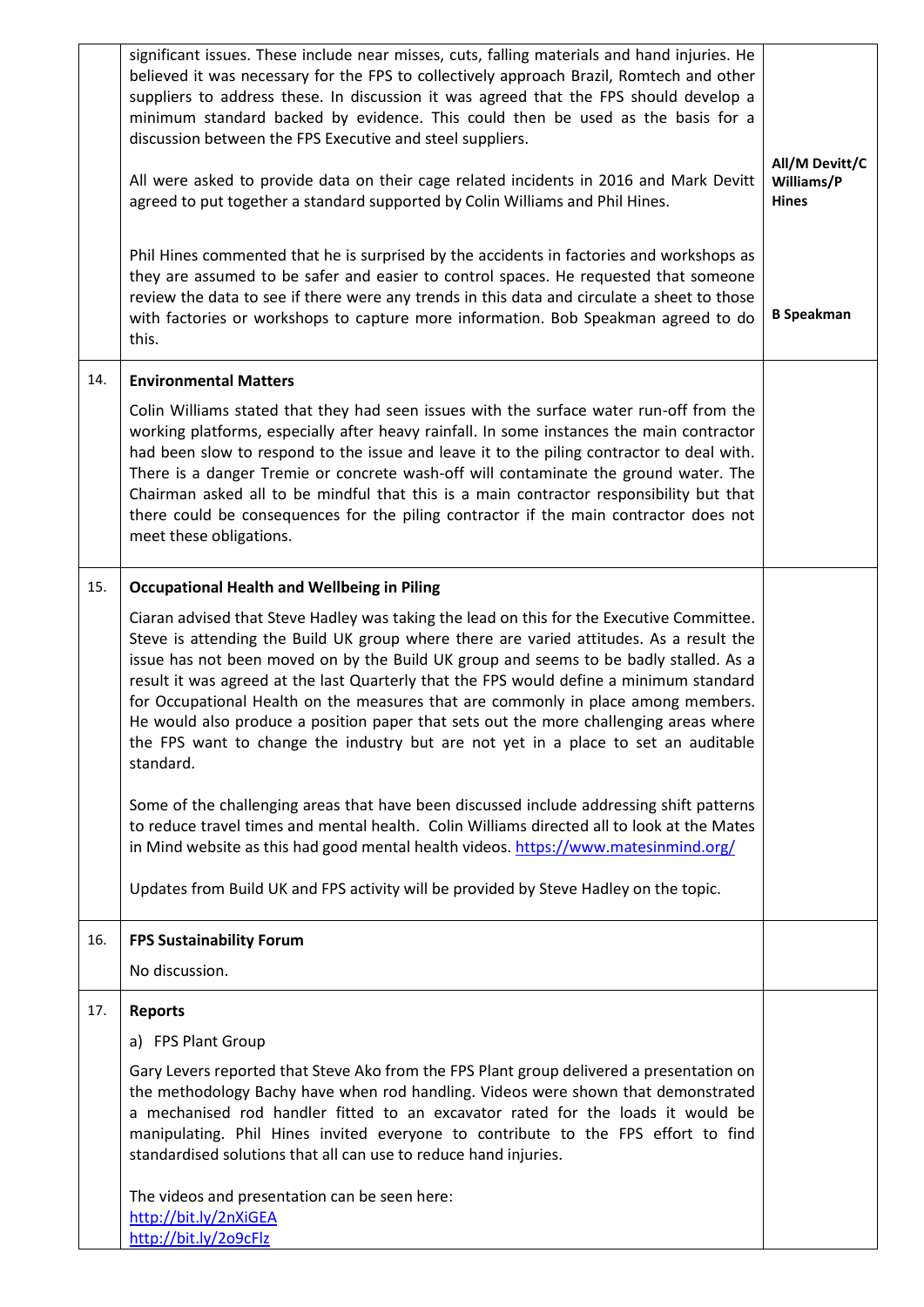| | | |
|---|---|---|
| | significant issues. These include near misses, cuts, falling materials and hand injuries. He believed it was necessary for the FPS to collectively approach Brazil, Romtech and other suppliers to address these. In discussion it was agreed that the FPS should develop a minimum standard backed by evidence. This could then be used as the basis for a discussion between the FPS Executive and steel suppliers.<br><br>All were asked to provide data on their cage related incidents in 2016 and Mark Devitt agreed to put together a standard supported by Colin Williams and Phil Hines.<br><br>Phil Hines commented that he is surprised by the accidents in factories and workshops as they are assumed to be safer and easier to control spaces. He requested that someone review the data to see if there were any trends in this data and circulate a sheet to those with factories or workshops to capture more information. Bob Speakman agreed to do this. | **All/M Devitt/C Williams/P Hines**<br><br>**B Speakman** |
| 14. | **Environmental Matters**<br><br>Colin Williams stated that they had seen issues with the surface water run-off from the working platforms, especially after heavy rainfall. In some instances the main contractor had been slow to respond to the issue and leave it to the piling contractor to deal with. There is a danger Tremie or concrete wash-off will contaminate the ground water. The Chairman asked all to be mindful that this is a main contractor responsibility but that there could be consequences for the piling contractor if the main contractor does not meet these obligations. | |
| 15. | **Occupational Health and Wellbeing in Piling**<br><br>Ciaran advised that Steve Hadley was taking the lead on this for the Executive Committee. Steve is attending the Build UK group where there are varied attitudes. As a result the issue has not been moved on by the Build UK group and seems to be badly stalled. As a result it was agreed at the last Quarterly that the FPS would define a minimum standard for Occupational Health on the measures that are commonly in place among members. He would also produce a position paper that sets out the more challenging areas where the FPS want to change the industry but are not yet in a place to set an auditable standard.<br><br>Some of the challenging areas that have been discussed include addressing shift patterns to reduce travel times and mental health. Colin Williams directed all to look at the Mates in Mind website as this had good mental health videos. https://www.matesinmind.org/<br><br>Updates from Build UK and FPS activity will be provided by Steve Hadley on the topic. | |
| 16. | **FPS Sustainability Forum**<br><br>No discussion. | |
| 17. | **Reports**<br><br>a) FPS Plant Group<br><br>Gary Levers reported that Steve Ako from the FPS Plant group delivered a presentation on the methodology Bachy have when rod handling. Videos were shown that demonstrated a mechanised rod handler fitted to an excavator rated for the loads it would be manipulating. Phil Hines invited everyone to contribute to the FPS effort to find standardised solutions that all can use to reduce hand injuries.<br><br>The videos and presentation can be seen here:<br>http://bit.ly/2nXiGEA<br>http://bit.ly/2o9cFlz | |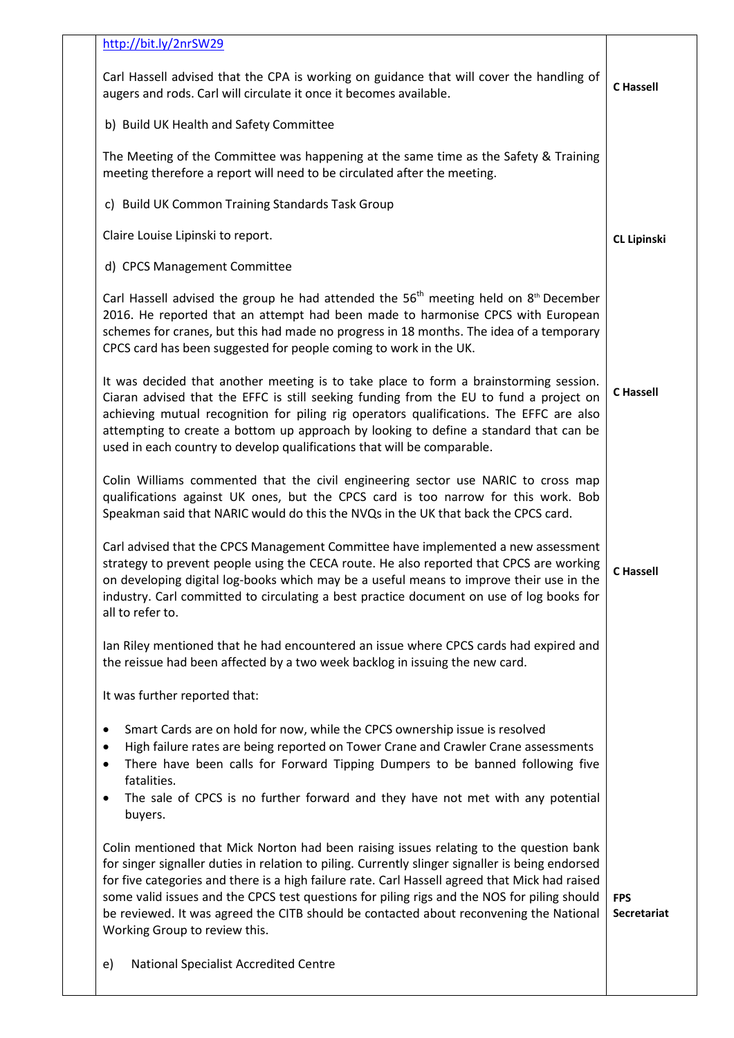| | | |
|---|---|---|
| | http://bit.ly/2nrSW29 | |
| | Carl Hassell advised that the CPA is working on guidance that will cover the handling of augers and rods. Carl will circulate it once it becomes available. | **C Hassell** |
| | b) Build UK Health and Safety Committee | |
| | The Meeting of the Committee was happening at the same time as the Safety & Training meeting therefore a report will need to be circulated after the meeting. | |
| | c) Build UK Common Training Standards Task Group | |
| | Claire Louise Lipinski to report. | **CL Lipinski** |
| | d) CPCS Management Committee | |
| | Carl Hassell advised the group he had attended the 56th meeting held on 8th December 2016. He reported that an attempt had been made to harmonise CPCS with European schemes for cranes, but this had made no progress in 18 months. The idea of a temporary CPCS card has been suggested for people coming to work in the UK.<br><br>It was decided that another meeting is to take place to form a brainstorming session. Ciaran advised that the EFFC is still seeking funding from the EU to fund a project on achieving mutual recognition for piling rig operators qualifications. The EFFC are also attempting to create a bottom up approach by looking to define a standard that can be used in each country to develop qualifications that will be comparable. | **C Hassell** |
| | Colin Williams commented that the civil engineering sector use NARIC to cross map qualifications against UK ones, but the CPCS card is too narrow for this work. Bob Speakman said that NARIC would do this the NVQs in the UK that back the CPCS card. | |
| | Carl advised that the CPCS Management Committee have implemented a new assessment strategy to prevent people using the CECA route. He also reported that CPCS are working on developing digital log-books which may be a useful means to improve their use in the industry. Carl committed to circulating a best practice document on use of log books for all to refer to. | **C Hassell** |
| | Ian Riley mentioned that he had encountered an issue where CPCS cards had expired and the reissue had been affected by a two week backlog in issuing the new card.<br><br>It was further reported that:<br><br>• Smart Cards are on hold for now, while the CPCS ownership issue is resolved<br>• High failure rates are being reported on Tower Crane and Crawler Crane assessments<br>• There have been calls for Forward Tipping Dumpers to be banned following five fatalities.<br>• The sale of CPCS is no further forward and they have not met with any potential buyers. | |
| | Colin mentioned that Mick Norton had been raising issues relating to the question bank for singer signaller duties in relation to piling. Currently slinger signaller is being endorsed for five categories and there is a high failure rate. Carl Hassell agreed that Mick had raised some valid issues and the CPCS test questions for piling rigs and the NOS for piling should be reviewed. It was agreed the CITB should be contacted about reconvening the National Working Group to review this. | **FPS Secretariat** |
| | e) National Specialist Accredited Centre | |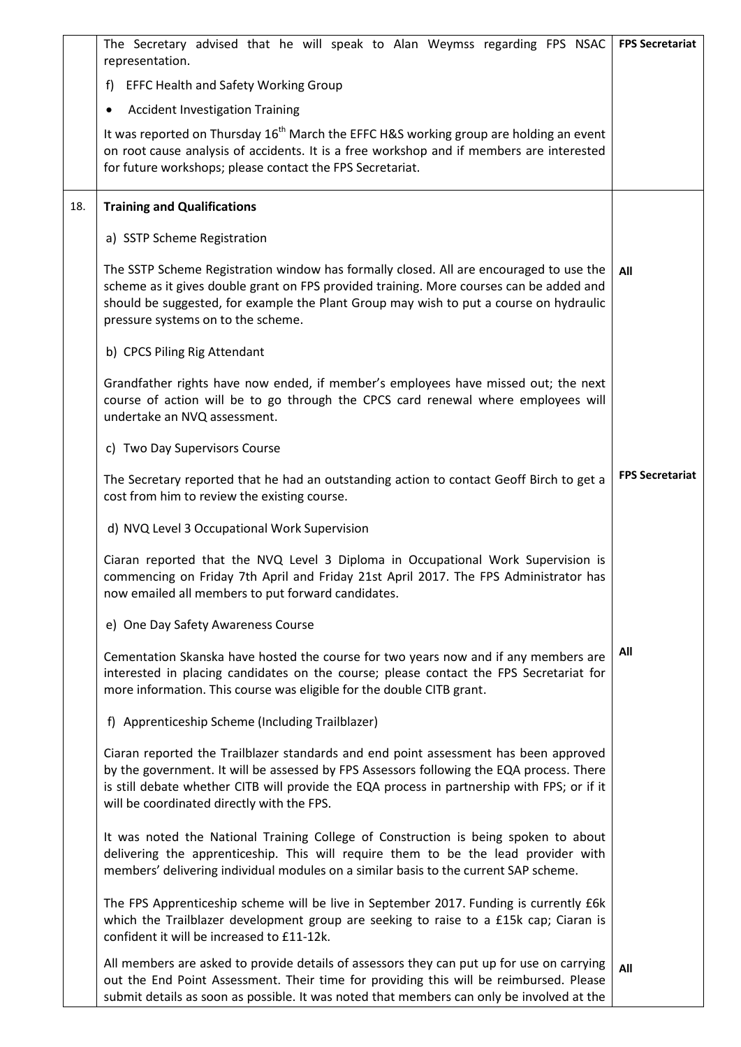| | | |
|---|---|---|
| | The Secretary advised that he will speak to Alan Weymss regarding FPS NSAC representation.<br><br>f) EFFC Health and Safety Working Group<br><br>• Accident Investigation Training<br><br>It was reported on Thursday 16th March the EFFC H&S working group are holding an event on root cause analysis of accidents. It is a free workshop and if members are interested for future workshops; please contact the FPS Secretariat. | **FPS Secretariat** |
| 18. | **Training and Qualifications**<br><br>a) SSTP Scheme Registration<br><br>The SSTP Scheme Registration window has formally closed. All are encouraged to use the scheme as it gives double grant on FPS provided training. More courses can be added and should be suggested, for example the Plant Group may wish to put a course on hydraulic pressure systems on to the scheme.<br><br>b) CPCS Piling Rig Attendant<br><br>Grandfather rights have now ended, if member's employees have missed out; the next course of action will be to go through the CPCS card renewal where employees will undertake an NVQ assessment.<br><br>c) Two Day Supervisors Course<br><br>The Secretary reported that he had an outstanding action to contact Geoff Birch to get a cost from him to review the existing course.<br><br>d) NVQ Level 3 Occupational Work Supervision<br><br>Ciaran reported that the NVQ Level 3 Diploma in Occupational Work Supervision is commencing on Friday 7th April and Friday 21st April 2017. The FPS Administrator has now emailed all members to put forward candidates.<br><br>e) One Day Safety Awareness Course<br><br>Cementation Skanska have hosted the course for two years now and if any members are interested in placing candidates on the course; please contact the FPS Secretariat for more information. This course was eligible for the double CITB grant.<br><br>f) Apprenticeship Scheme (Including Trailblazer)<br><br>Ciaran reported the Trailblazer standards and end point assessment has been approved by the government. It will be assessed by FPS Assessors following the EQA process. There is still debate whether CITB will provide the EQA process in partnership with FPS; or if it will be coordinated directly with the FPS.<br><br>It was noted the National Training College of Construction is being spoken to about delivering the apprenticeship. This will require them to be the lead provider with members' delivering individual modules on a similar basis to the current SAP scheme.<br><br>The FPS Apprenticeship scheme will be live in September 2017. Funding is currently £6k which the Trailblazer development group are seeking to raise to a £15k cap; Ciaran is confident it will be increased to £11-12k.<br><br>All members are asked to provide details of assessors they can put up for use on carrying out the End Point Assessment. Their time for providing this will be reimbursed. Please submit details as soon as possible. It was noted that members can only be involved at the | **All**<br><br>**FPS Secretariat**<br><br>**All**<br><br>**All** |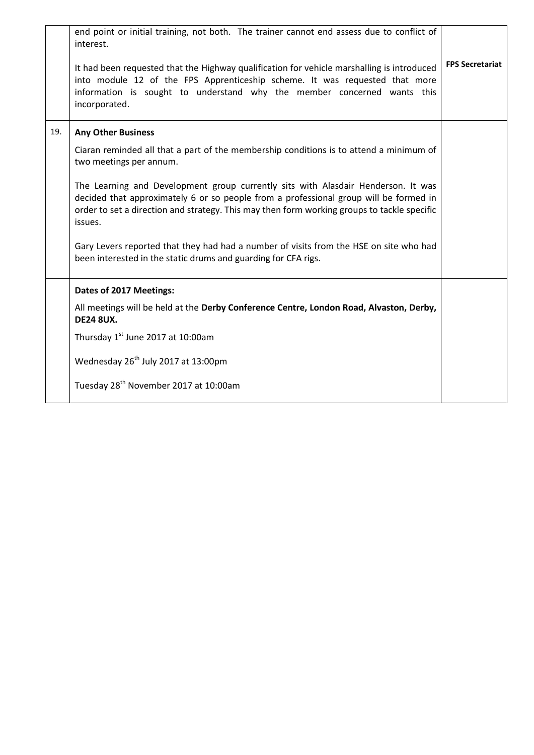| | | |
|---|---|---|
| | end point or initial training, not both. The trainer cannot end assess due to conflict of interest.<br><br>It had been requested that the Highway qualification for vehicle marshalling is introduced into module 12 of the FPS Apprenticeship scheme. It was requested that more information is sought to understand why the member concerned wants this incorporated. | **FPS Secretariat** |
| 19. | **Any Other Business**<br><br>Ciaran reminded all that a part of the membership conditions is to attend a minimum of two meetings per annum.<br><br>The Learning and Development group currently sits with Alasdair Henderson. It was decided that approximately 6 or so people from a professional group will be formed in order to set a direction and strategy. This may then form working groups to tackle specific issues.<br><br>Gary Levers reported that they had had a number of visits from the HSE on site who had been interested in the static drums and guarding for CFA rigs. | |
| | **Dates of 2017 Meetings:**<br><br>All meetings will be held at the **Derby Conference Centre, London Road, Alvaston, Derby, DE24 8UX.**<br><br>Thursday 1st June 2017 at 10:00am<br><br>Wednesday 26th July 2017 at 13:00pm<br><br>Tuesday 28th November 2017 at 10:00am | |